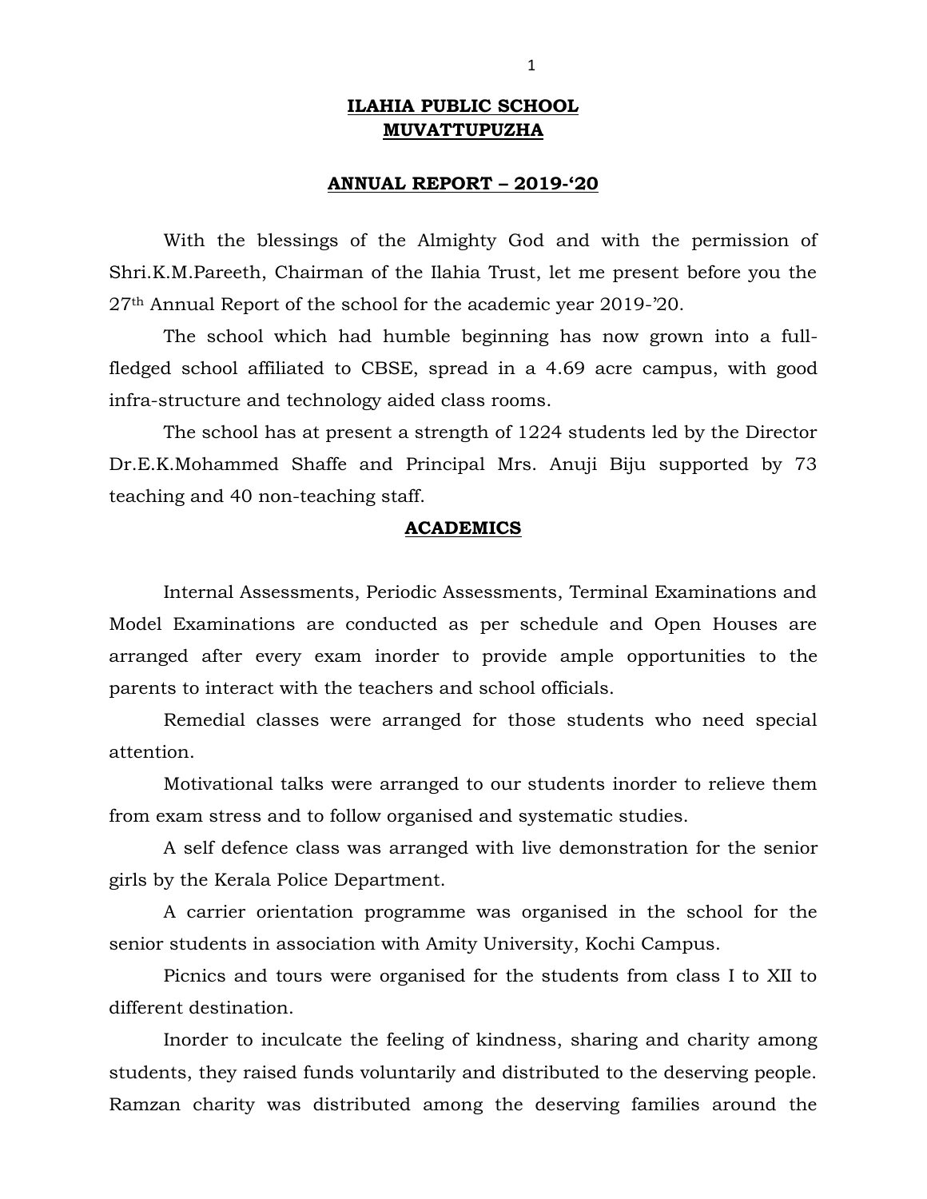# ILAHIA PUBLIC SCHOOL
# MUVATTUPUZHA

## ANNUAL REPORT – 2019-'20

With the blessings of the Almighty God and with the permission of Shri.K.M.Pareeth, Chairman of the Ilahia Trust, let me present before you the 27th Annual Report of the school for the academic year 2019-'20.

The school which had humble beginning has now grown into a full-fledged school affiliated to CBSE, spread in a 4.69 acre campus, with good infra-structure and technology aided class rooms.

The school has at present a strength of 1224 students led by the Director Dr.E.K.Mohammed Shaffe and Principal Mrs. Anuji Biju supported by 73 teaching and 40 non-teaching staff.

## ACADEMICS

Internal Assessments, Periodic Assessments, Terminal Examinations and Model Examinations are conducted as per schedule and Open Houses are arranged after every exam inorder to provide ample opportunities to the parents to interact with the teachers and school officials.

Remedial classes were arranged for those students who need special attention.

Motivational talks were arranged to our students inorder to relieve them from exam stress and to follow organised and systematic studies.

A self defence class was arranged with live demonstration for the senior girls by the Kerala Police Department.

A carrier orientation programme was organised in the school for the senior students in association with Amity University, Kochi Campus.

Picnics and tours were organised for the students from class I to XII to different destination.

Inorder to inculcate the feeling of kindness, sharing and charity among students, they raised funds voluntarily and distributed to the deserving people. Ramzan charity was distributed among the deserving families around the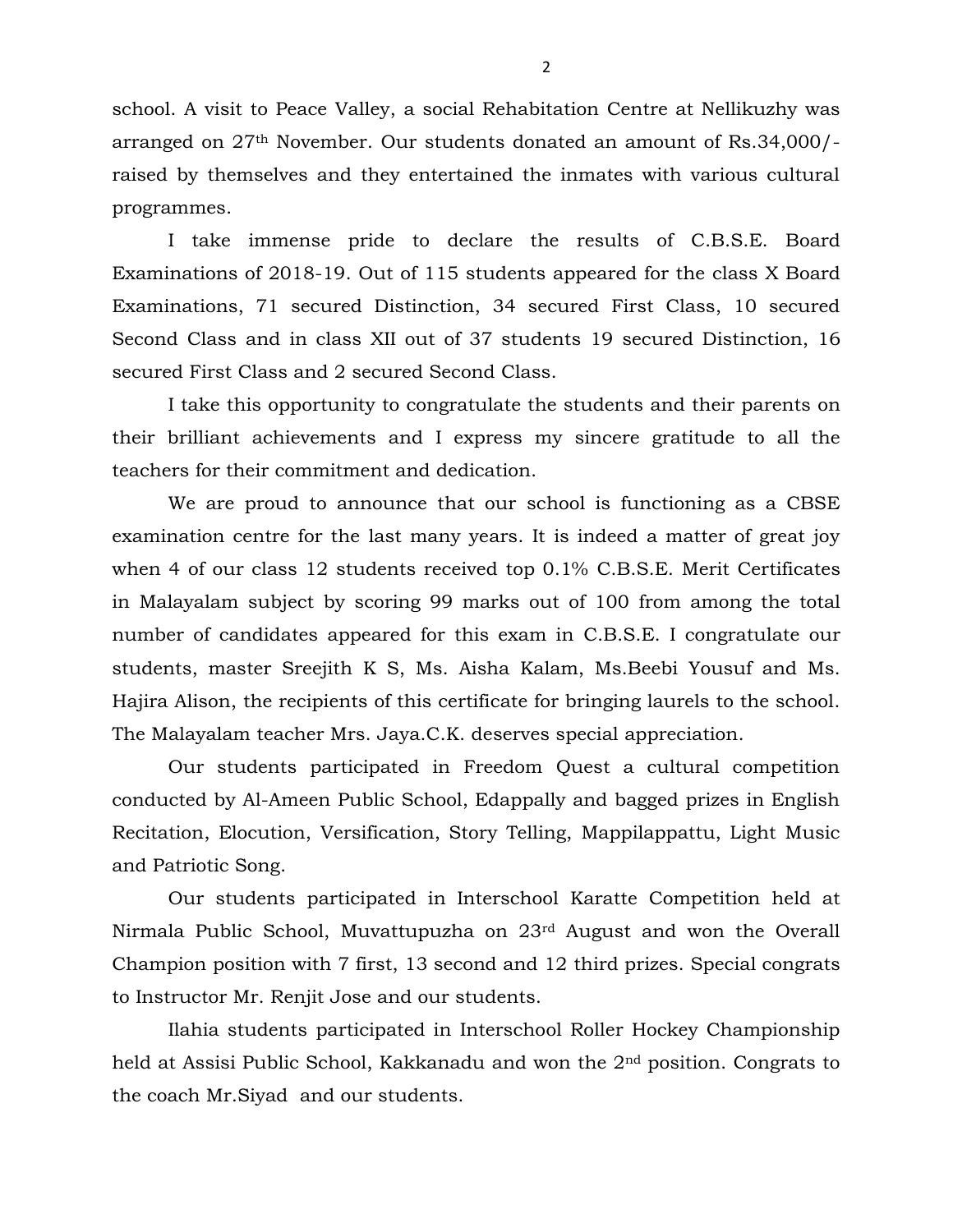school. A visit to Peace Valley, a social Rehabitation Centre at Nellikuzhy was arranged on 27th November. Our students donated an amount of Rs.34,000/- raised by themselves and they entertained the inmates with various cultural programmes.

I take immense pride to declare the results of C.B.S.E. Board Examinations of 2018-19. Out of 115 students appeared for the class X Board Examinations, 71 secured Distinction, 34 secured First Class, 10 secured Second Class and in class XII out of 37 students 19 secured Distinction, 16 secured First Class and 2 secured Second Class.

I take this opportunity to congratulate the students and their parents on their brilliant achievements and I express my sincere gratitude to all the teachers for their commitment and dedication.

We are proud to announce that our school is functioning as a CBSE examination centre for the last many years. It is indeed a matter of great joy when 4 of our class 12 students received top 0.1% C.B.S.E. Merit Certificates in Malayalam subject by scoring 99 marks out of 100 from among the total number of candidates appeared for this exam in C.B.S.E. I congratulate our students, master Sreejith K S, Ms. Aisha Kalam, Ms.Beebi Yousuf and Ms. Hajira Alison, the recipients of this certificate for bringing laurels to the school. The Malayalam teacher Mrs. Jaya.C.K. deserves special appreciation.

Our students participated in Freedom Quest a cultural competition conducted by Al-Ameen Public School, Edappally and bagged prizes in English Recitation, Elocution, Versification, Story Telling, Mappilappattu, Light Music and Patriotic Song.

Our students participated in Interschool Karatte Competition held at Nirmala Public School, Muvattupuzha on 23rd August and won the Overall Champion position with 7 first, 13 second and 12 third prizes. Special congrats to Instructor Mr. Renjit Jose and our students.

Ilahia students participated in Interschool Roller Hockey Championship held at Assisi Public School, Kakkanadu and won the 2nd position. Congrats to the coach Mr.Siyad and our students.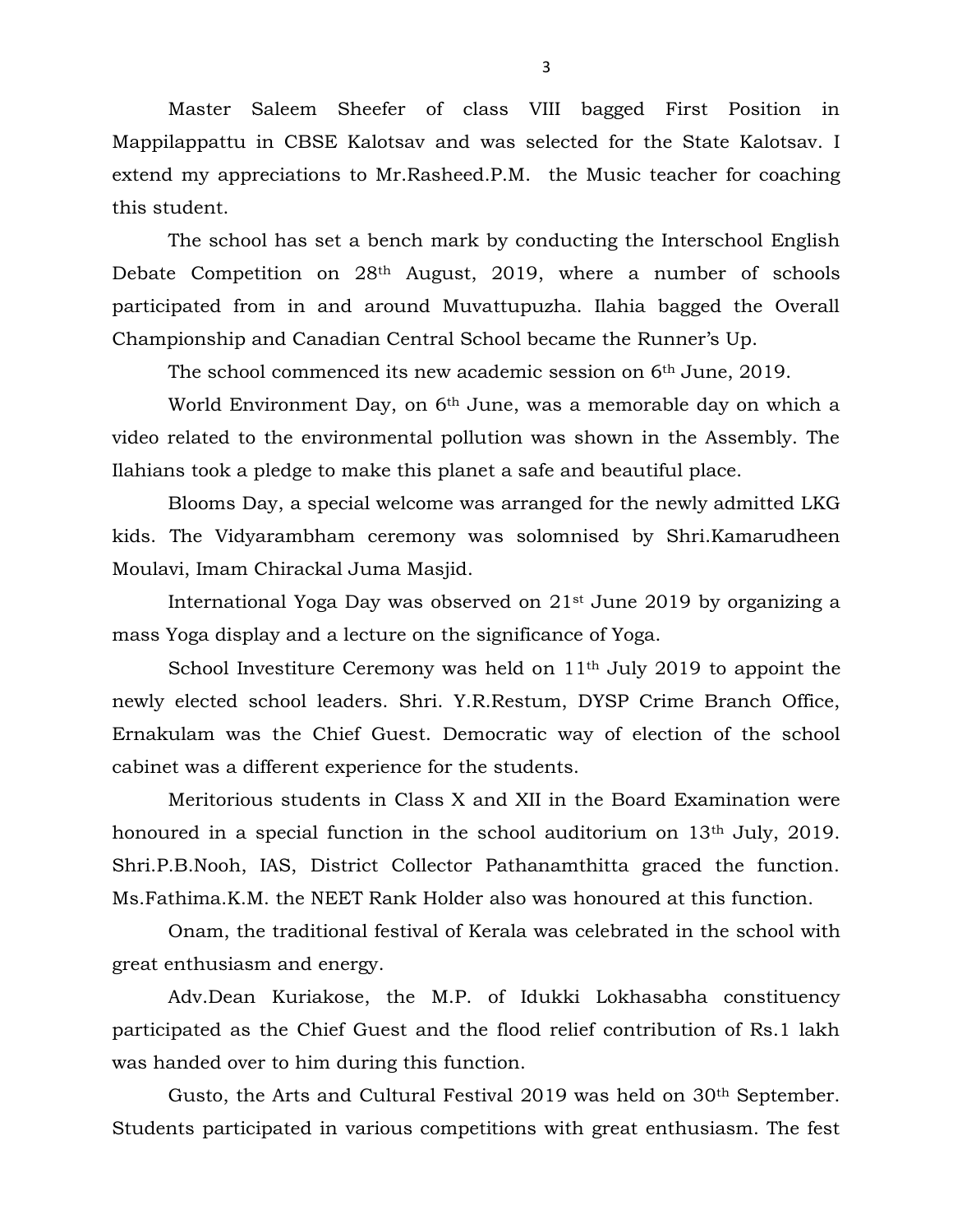Master Saleem Sheefer of class VIII bagged First Position in Mappilappattu in CBSE Kalotsav and was selected for the State Kalotsav. I extend my appreciations to Mr.Rasheed.P.M. the Music teacher for coaching this student.

The school has set a bench mark by conducting the Interschool English Debate Competition on 28th August, 2019, where a number of schools participated from in and around Muvattupuzha. Ilahia bagged the Overall Championship and Canadian Central School became the Runner's Up.

The school commenced its new academic session on 6th June, 2019.

World Environment Day, on 6th June, was a memorable day on which a video related to the environmental pollution was shown in the Assembly. The Ilahians took a pledge to make this planet a safe and beautiful place.

Blooms Day, a special welcome was arranged for the newly admitted LKG kids. The Vidyarambham ceremony was solomnised by Shri.Kamarudheen Moulavi, Imam Chirackal Juma Masjid.

International Yoga Day was observed on 21st June 2019 by organizing a mass Yoga display and a lecture on the significance of Yoga.

School Investiture Ceremony was held on 11th July 2019 to appoint the newly elected school leaders. Shri. Y.R.Restum, DYSP Crime Branch Office, Ernakulam was the Chief Guest. Democratic way of election of the school cabinet was a different experience for the students.

Meritorious students in Class X and XII in the Board Examination were honoured in a special function in the school auditorium on 13th July, 2019. Shri.P.B.Nooh, IAS, District Collector Pathanamthitta graced the function. Ms.Fathima.K.M. the NEET Rank Holder also was honoured at this function.

Onam, the traditional festival of Kerala was celebrated in the school with great enthusiasm and energy.

Adv.Dean Kuriakose, the M.P. of Idukki Lokhasabha constituency participated as the Chief Guest and the flood relief contribution of Rs.1 lakh was handed over to him during this function.

Gusto, the Arts and Cultural Festival 2019 was held on 30th September. Students participated in various competitions with great enthusiasm. The fest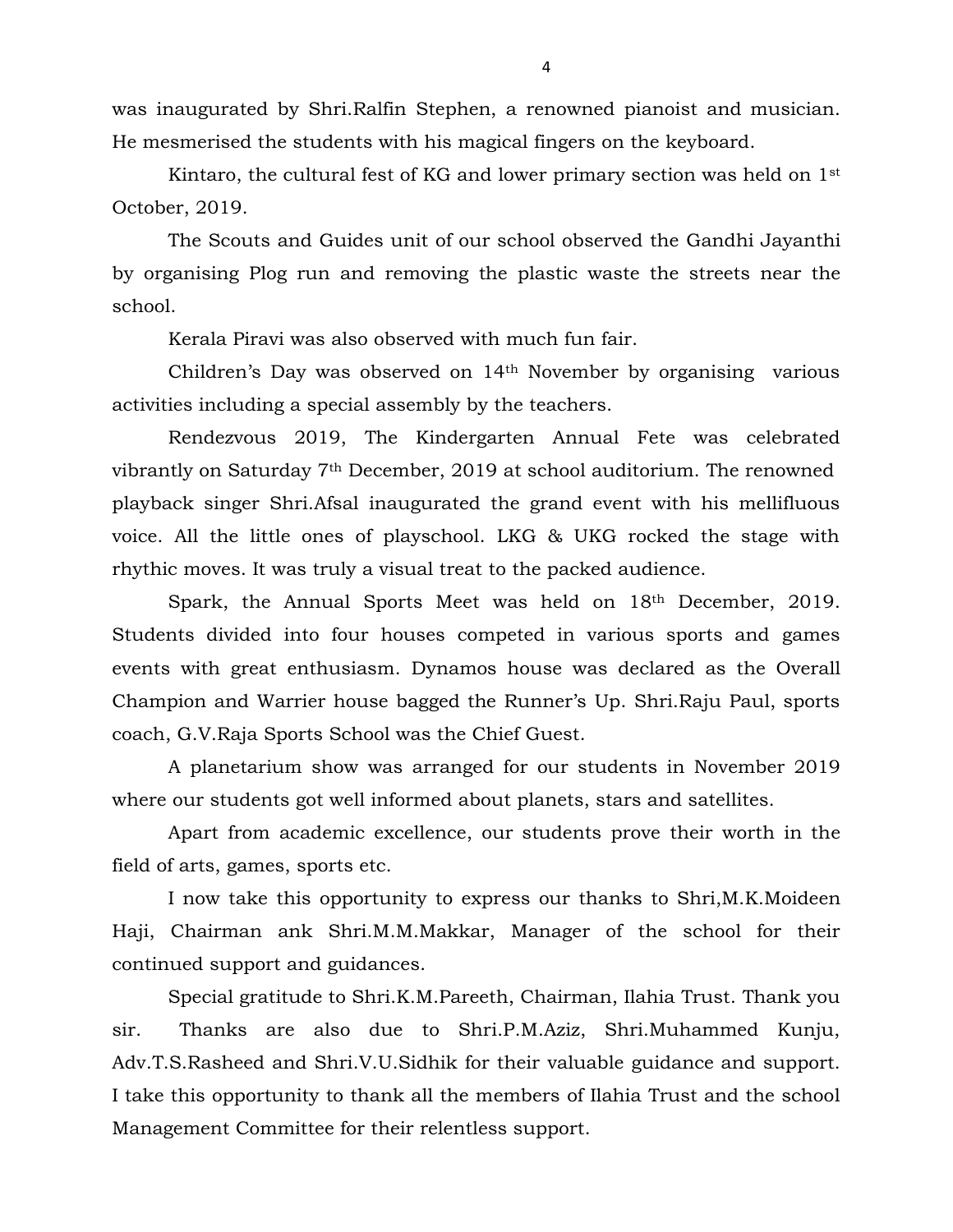was inaugurated by Shri.Ralfin Stephen, a renowned pianoist and musician. He mesmerised the students with his magical fingers on the keyboard.

Kintaro, the cultural fest of KG and lower primary section was held on 1st October, 2019.

The Scouts and Guides unit of our school observed the Gandhi Jayanthi by organising Plog run and removing the plastic waste the streets near the school.

Kerala Piravi was also observed with much fun fair.

Children's Day was observed on 14th November by organising various activities including a special assembly by the teachers.

Rendezvous 2019, The Kindergarten Annual Fete was celebrated vibrantly on Saturday 7th December, 2019 at school auditorium. The renowned playback singer Shri.Afsal inaugurated the grand event with his mellifluous voice. All the little ones of playschool. LKG & UKG rocked the stage with rhythic moves. It was truly a visual treat to the packed audience.

Spark, the Annual Sports Meet was held on 18th December, 2019. Students divided into four houses competed in various sports and games events with great enthusiasm. Dynamos house was declared as the Overall Champion and Warrier house bagged the Runner's Up. Shri.Raju Paul, sports coach, G.V.Raja Sports School was the Chief Guest.

A planetarium show was arranged for our students in November 2019 where our students got well informed about planets, stars and satellites.

Apart from academic excellence, our students prove their worth in the field of arts, games, sports etc.

I now take this opportunity to express our thanks to Shri,M.K.Moideen Haji, Chairman ank Shri.M.M.Makkar, Manager of the school for their continued support and guidances.

Special gratitude to Shri.K.M.Pareeth, Chairman, Ilahia Trust. Thank you sir. Thanks are also due to Shri.P.M.Aziz, Shri.Muhammed Kunju, Adv.T.S.Rasheed and Shri.V.U.Sidhik for their valuable guidance and support. I take this opportunity to thank all the members of Ilahia Trust and the school Management Committee for their relentless support.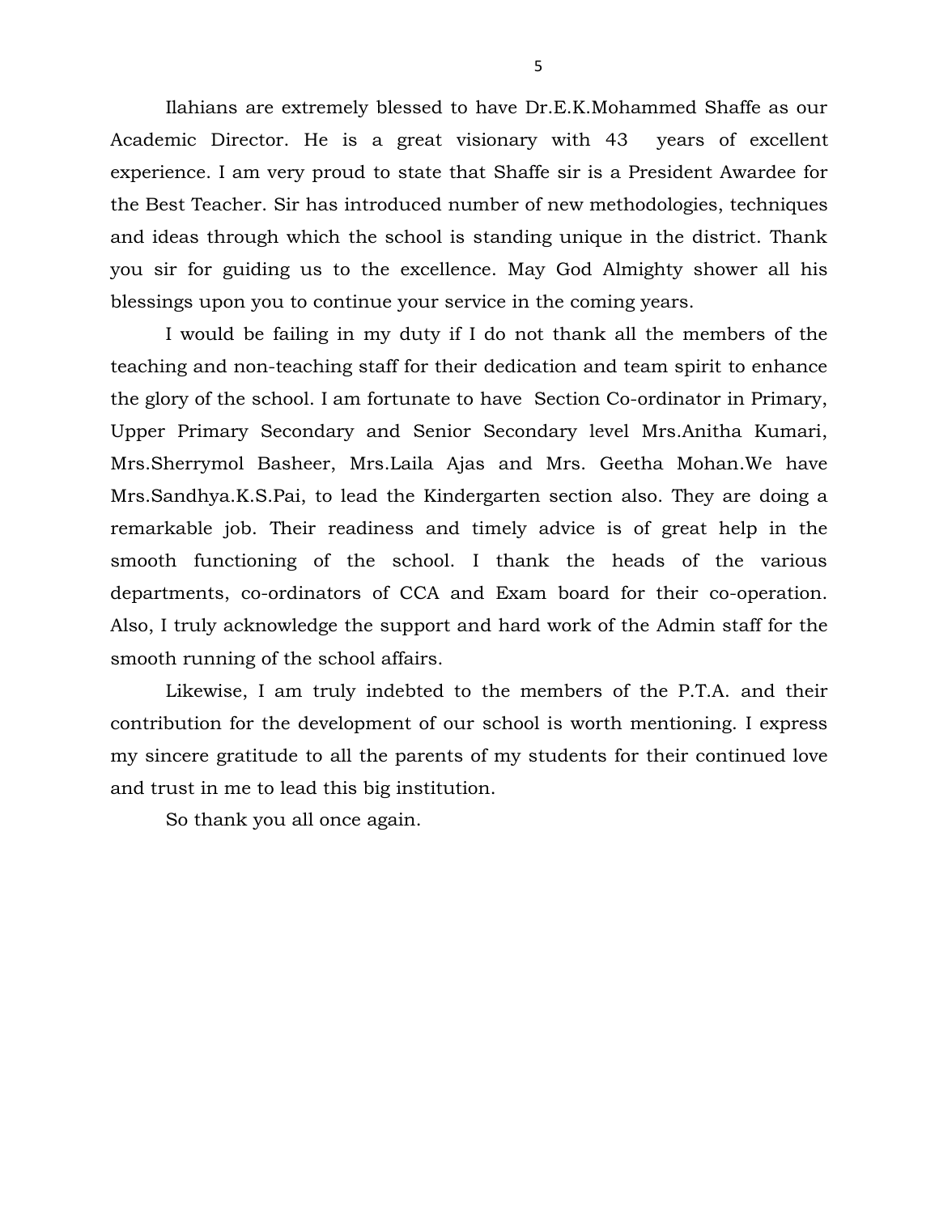Ilahians are extremely blessed to have Dr.E.K.Mohammed Shaffe as our Academic Director. He is a great visionary with 43 years of excellent experience. I am very proud to state that Shaffe sir is a President Awardee for the Best Teacher. Sir has introduced number of new methodologies, techniques and ideas through which the school is standing unique in the district. Thank you sir for guiding us to the excellence. May God Almighty shower all his blessings upon you to continue your service in the coming years.

I would be failing in my duty if I do not thank all the members of the teaching and non-teaching staff for their dedication and team spirit to enhance the glory of the school. I am fortunate to have Section Co-ordinator in Primary, Upper Primary Secondary and Senior Secondary level Mrs.Anitha Kumari, Mrs.Sherrymol Basheer, Mrs.Laila Ajas and Mrs. Geetha Mohan.We have Mrs.Sandhya.K.S.Pai, to lead the Kindergarten section also. They are doing a remarkable job. Their readiness and timely advice is of great help in the smooth functioning of the school. I thank the heads of the various departments, co-ordinators of CCA and Exam board for their co-operation. Also, I truly acknowledge the support and hard work of the Admin staff for the smooth running of the school affairs.

Likewise, I am truly indebted to the members of the P.T.A. and their contribution for the development of our school is worth mentioning. I express my sincere gratitude to all the parents of my students for their continued love and trust in me to lead this big institution.

So thank you all once again.